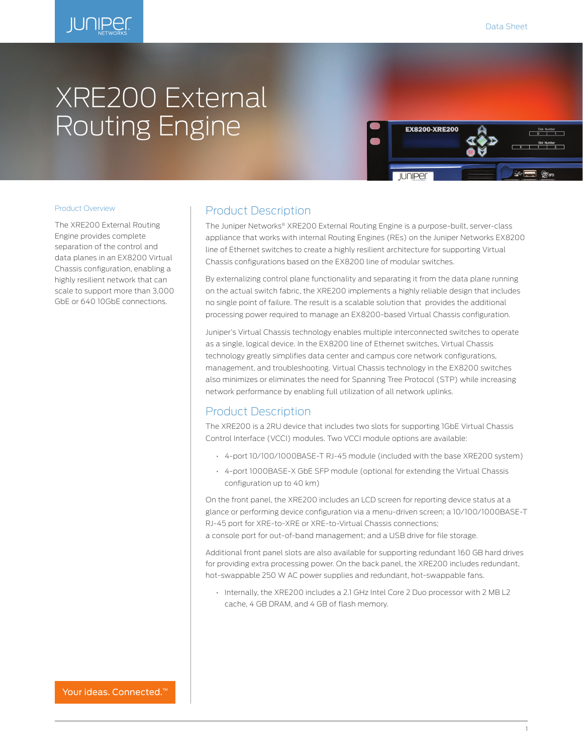Data Sheet

# XRE200 External Routing Engine

## Product Overview

The XRE200 External Routing Engine provides complete separation of the control and data planes in an EX8200 Virtual Chassis configuration, enabling a highly resilient network that can scale to support more than 3,000 GbE or 640 10GbE connections.

## Product Description

The Juniper Networks® XRE200 External Routing Engine is a purpose-built, server-class appliance that works with internal Routing Engines (REs) on the Juniper Networks EX8200 line of Ethernet switches to create a highly resilient architecture for supporting Virtual Chassis configurations based on the EX8200 line of modular switches.

By externalizing control plane functionality and separating it from the data plane running on the actual switch fabric, the XRE200 implements a highly reliable design that includes no single point of failure. The result is a scalable solution that provides the additional processing power required to manage an EX8200-based Virtual Chassis configuration.

Juniper's Virtual Chassis technology enables multiple interconnected switches to operate as a single, logical device. In the EX8200 line of Ethernet switches, Virtual Chassis technology greatly simplifies data center and campus core network configurations, management, and troubleshooting. Virtual Chassis technology in the EX8200 switches also minimizes or eliminates the need for Spanning Tree Protocol (STP) while increasing network performance by enabling full utilization of all network uplinks.

## Product Description

The XRE200 is a 2RU device that includes two slots for supporting 1GbE Virtual Chassis Control Interface (VCCI) modules. Two VCCI module options are available:

- 4-port 10/100/1000BASE-T RJ-45 module (included with the base XRE200 system)
- 4-port 1000BASE-X GbE SFP module (optional for extending the Virtual Chassis configuration up to 40 km)

On the front panel, the XRE200 includes an LCD screen for reporting device status at a glance or performing device configuration via a menu-driven screen; a 10/100/1000BASE-T RJ-45 port for XRE-to-XRE or XRE-to-Virtual Chassis connections;
a console port for out-of-band management; and a USB drive for file storage.

Additional front panel slots are also available for supporting redundant 160 GB hard drives for providing extra processing power. On the back panel, the XRE200 includes redundant, hot-swappable 250 W AC power supplies and redundant, hot-swappable fans.

- Internally, the XRE200 includes a 2.1 GHz Intel Core 2 Duo processor with 2 MB L2 cache, 4 GB DRAM, and 4 GB of flash memory.

Your ideas. Connected.™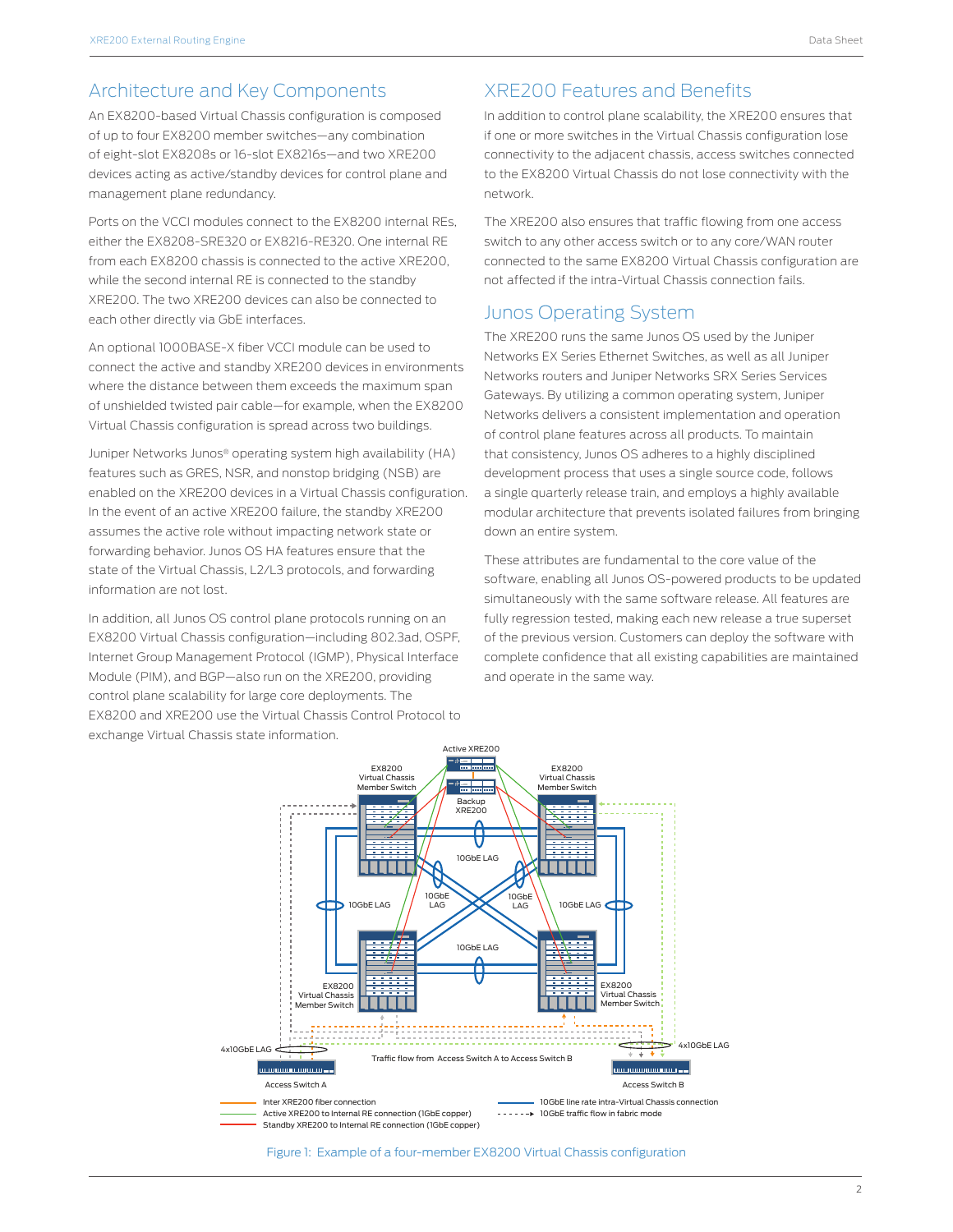## Architecture and Key Components

An EX8200-based Virtual Chassis configuration is composed of up to four EX8200 member switches—any combination of eight-slot EX8208s or 16-slot EX8216s—and two XRE200 devices acting as active/standby devices for control plane and management plane redundancy.

Ports on the VCCI modules connect to the EX8200 internal REs, either the EX8208-SRE320 or EX8216-RE320. One internal RE from each EX8200 chassis is connected to the active XRE200, while the second internal RE is connected to the standby XRE200. The two XRE200 devices can also be connected to each other directly via GbE interfaces.

An optional 1000BASE-X fiber VCCI module can be used to connect the active and standby XRE200 devices in environments where the distance between them exceeds the maximum span of unshielded twisted pair cable—for example, when the EX8200 Virtual Chassis configuration is spread across two buildings.

Juniper Networks Junos® operating system high availability (HA) features such as GRES, NSR, and nonstop bridging (NSB) are enabled on the XRE200 devices in a Virtual Chassis configuration. In the event of an active XRE200 failure, the standby XRE200 assumes the active role without impacting network state or forwarding behavior. Junos OS HA features ensure that the state of the Virtual Chassis, L2/L3 protocols, and forwarding information are not lost.

In addition, all Junos OS control plane protocols running on an EX8200 Virtual Chassis configuration—including 802.3ad, OSPF, Internet Group Management Protocol (IGMP), Physical Interface Module (PIM), and BGP—also run on the XRE200, providing control plane scalability for large core deployments. The EX8200 and XRE200 use the Virtual Chassis Control Protocol to exchange Virtual Chassis state information.

## XRE200 Features and Benefits

In addition to control plane scalability, the XRE200 ensures that if one or more switches in the Virtual Chassis configuration lose connectivity to the adjacent chassis, access switches connected to the EX8200 Virtual Chassis do not lose connectivity with the network.

The XRE200 also ensures that traffic flowing from one access switch to any other access switch or to any core/WAN router connected to the same EX8200 Virtual Chassis configuration are not affected if the intra-Virtual Chassis connection fails.

## Junos Operating System

The XRE200 runs the same Junos OS used by the Juniper Networks EX Series Ethernet Switches, as well as all Juniper Networks routers and Juniper Networks SRX Series Services Gateways. By utilizing a common operating system, Juniper Networks delivers a consistent implementation and operation of control plane features across all products. To maintain that consistency, Junos OS adheres to a highly disciplined development process that uses a single source code, follows a single quarterly release train, and employs a highly available modular architecture that prevents isolated failures from bringing down an entire system.

These attributes are fundamental to the core value of the software, enabling all Junos OS-powered products to be updated simultaneously with the same software release. All features are fully regression tested, making each new release a true superset of the previous version. Customers can deploy the software with complete confidence that all existing capabilities are maintained and operate in the same way.

Figure 1: Example of a four-member EX8200 Virtual Chassis configuration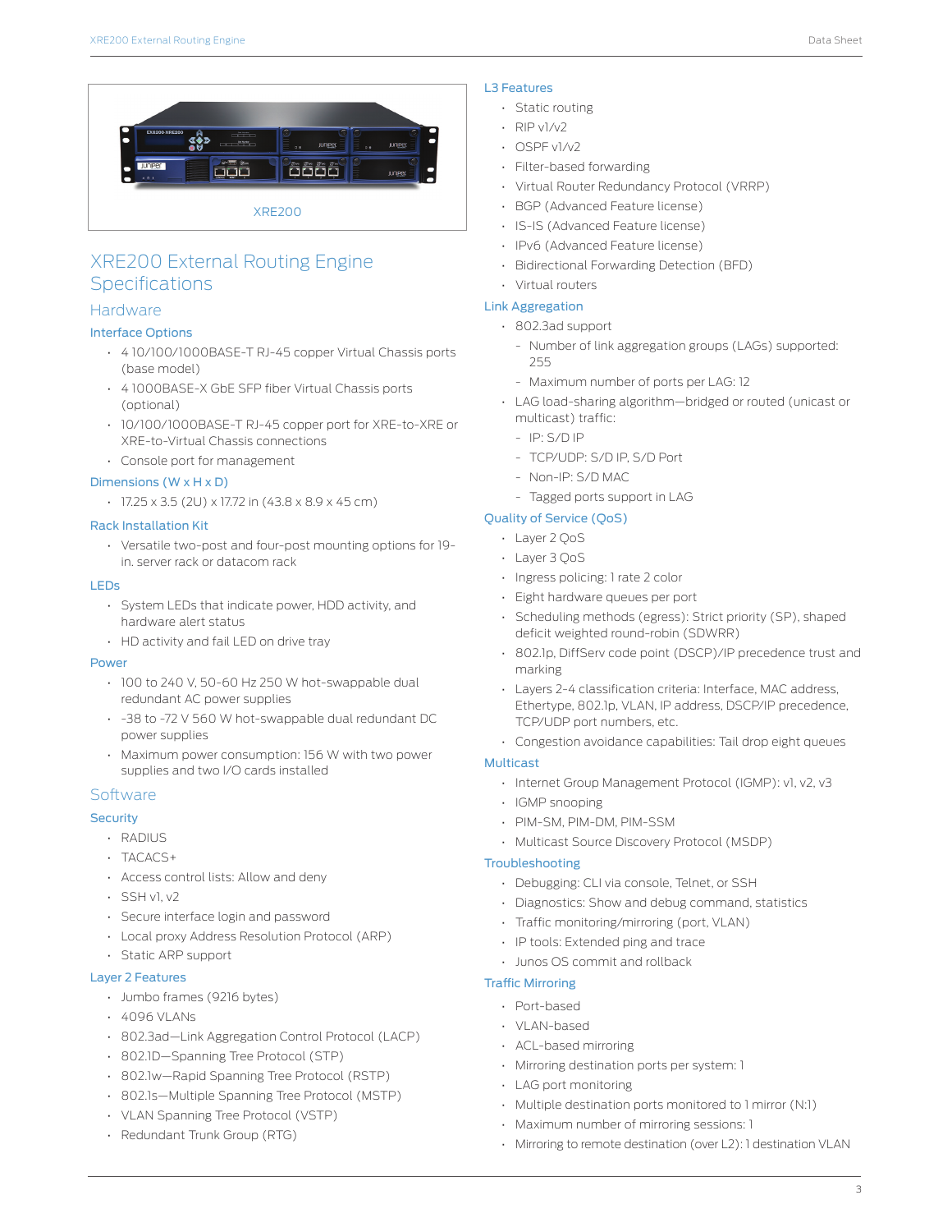XRE200

# XRE200 External Routing Engine Specifications

## Hardware

### Interface Options

- 4 10/100/1000BASE-T RJ-45 copper Virtual Chassis ports (base model)
- 4 1000BASE-X GbE SFP fiber Virtual Chassis ports (optional)
- 10/100/1000BASE-T RJ-45 copper port for XRE-to-XRE or XRE-to-Virtual Chassis connections
- Console port for management

### Dimensions (W x H x D)

- 17.25 x 3.5 (2U) x 17.72 in (43.8 x 8.9 x 45 cm)

### Rack Installation Kit

- Versatile two-post and four-post mounting options for 19-in. server rack or datacom rack

### LEDs

- System LEDs that indicate power, HDD activity, and hardware alert status
- HD activity and fail LED on drive tray

### Power

- 100 to 240 V, 50-60 Hz 250 W hot-swappable dual redundant AC power supplies
- -38 to -72 V 560 W hot-swappable dual redundant DC power supplies
- Maximum power consumption: 156 W with two power supplies and two I/O cards installed

## Software

### Security

- RADIUS
- TACACS+
- Access control lists: Allow and deny
- SSH v1, v2
- Secure interface login and password
- Local proxy Address Resolution Protocol (ARP)
- Static ARP support

### Layer 2 Features

- Jumbo frames (9216 bytes)
- 4096 VLANs
- 802.3ad—Link Aggregation Control Protocol (LACP)
- 802.1D—Spanning Tree Protocol (STP)
- 802.1w—Rapid Spanning Tree Protocol (RSTP)
- 802.1s—Multiple Spanning Tree Protocol (MSTP)
- VLAN Spanning Tree Protocol (VSTP)
- Redundant Trunk Group (RTG)

### L3 Features

- Static routing
- RIP v1/v2
- OSPF v1/v2
- Filter-based forwarding
- Virtual Router Redundancy Protocol (VRRP)
- BGP (Advanced Feature license)
- IS-IS (Advanced Feature license)
- IPv6 (Advanced Feature license)
- Bidirectional Forwarding Detection (BFD)
- Virtual routers

### Link Aggregation

- 802.3ad support
  - Number of link aggregation groups (LAGs) supported: 255
  - Maximum number of ports per LAG: 12
- LAG load-sharing algorithm—bridged or routed (unicast or multicast) traffic:
  - IP: S/D IP
  - TCP/UDP: S/D IP, S/D Port
  - Non-IP: S/D MAC
  - Tagged ports support in LAG

### Quality of Service (QoS)

- Layer 2 QoS
- Layer 3 QoS
- Ingress policing: 1 rate 2 color
- Eight hardware queues per port
- Scheduling methods (egress): Strict priority (SP), shaped deficit weighted round-robin (SDWRR)
- 802.1p, DiffServ code point (DSCP)/IP precedence trust and marking
- Layers 2-4 classification criteria: Interface, MAC address, Ethertype, 802.1p, VLAN, IP address, DSCP/IP precedence, TCP/UDP port numbers, etc.
- Congestion avoidance capabilities: Tail drop eight queues

### Multicast

- Internet Group Management Protocol (IGMP): v1, v2, v3
- IGMP snooping
- PIM-SM, PIM-DM, PIM-SSM
- Multicast Source Discovery Protocol (MSDP)

### Troubleshooting

- Debugging: CLI via console, Telnet, or SSH
- Diagnostics: Show and debug command, statistics
- Traffic monitoring/mirroring (port, VLAN)
- IP tools: Extended ping and trace
- Junos OS commit and rollback

### Traffic Mirroring

- Port-based
- VLAN-based
- ACL-based mirroring
- Mirroring destination ports per system: 1
- LAG port monitoring
- Multiple destination ports monitored to 1 mirror (N:1)
- Maximum number of mirroring sessions: 1
- Mirroring to remote destination (over L2): 1 destination VLAN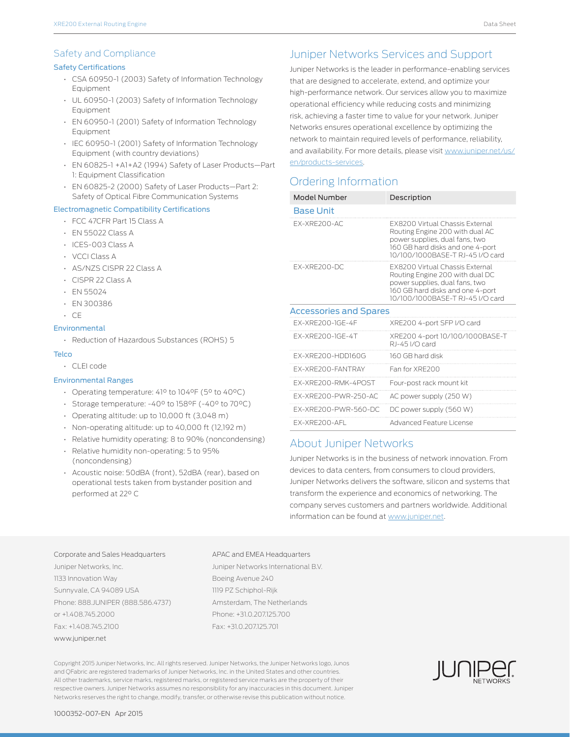## Safety and Compliance

### Safety Certifications

- CSA 60950-1 (2003) Safety of Information Technology Equipment
- UL 60950-1 (2003) Safety of Information Technology Equipment
- EN 60950-1 (2001) Safety of Information Technology Equipment
- IEC 60950-1 (2001) Safety of Information Technology Equipment (with country deviations)
- EN 60825-1 +A1+A2 (1994) Safety of Laser Products—Part 1: Equipment Classification
- EN 60825-2 (2000) Safety of Laser Products—Part 2: Safety of Optical Fibre Communication Systems

### Electromagnetic Compatibility Certifications

- FCC 47CFR Part 15 Class A
- EN 55022 Class A
- ICES-003 Class A
- VCCI Class A
- AS/NZS CISPR 22 Class A
- CISPR 22 Class A
- EN 55024
- EN 300386
- CE

### Environmental

- Reduction of Hazardous Substances (ROHS) 5

### Telco

- CLEI code

### Environmental Ranges

- Operating temperature: 41º to 104ºF (5º to 40ºC)
- Storage temperature: -40º to 158ºF (-40º to 70ºC)
- Operating altitude: up to 10,000 ft (3,048 m)
- Non-operating altitude: up to 40,000 ft (12,192 m)
- Relative humidity operating: 8 to 90% (noncondensing)
- Relative humidity non-operating: 5 to 95% (noncondensing)
- Acoustic noise: 50dBA (front), 52dBA (rear), based on operational tests taken from bystander position and performed at 22º C

## Juniper Networks Services and Support

Juniper Networks is the leader in performance-enabling services that are designed to accelerate, extend, and optimize your high-performance network. Our services allow you to maximize operational efficiency while reducing costs and minimizing risk, achieving a faster time to value for your network. Juniper Networks ensures operational excellence by optimizing the network to maintain required levels of performance, reliability, and availability. For more details, please visit www.juniper.net/us/en/products-services.

## Ordering Information

| Model Number | Description |
|---|---|
| **Base Unit** | |
| EX-XRE200-AC | EX8200 Virtual Chassis External Routing Engine 200 with dual AC power supplies, dual fans, two 160 GB hard disks and one 4-port 10/100/1000BASE-T RJ-45 I/O card |
| EX-XRE200-DC | EX8200 Virtual Chassis External Routing Engine 200 with dual DC power supplies, dual fans, two 160 GB hard disks and one 4-port 10/100/1000BASE-T RJ-45 I/O card |
| **Accessories and Spares** | |
| EX-XRE200-1GE-4F | XRE200 4-port SFP I/O card |
| EX-XRE200-1GE-4T | XRE200 4-port 10/100/1000BASE-T RJ-45 I/O card |
| EX-XRE200-HDD160G | 160 GB hard disk |
| EX-XRE200-FANTRAY | Fan for XRE200 |
| EX-XRE200-RMK-4POST | Four-post rack mount kit |
| EX-XRE200-PWR-250-AC | AC power supply (250 W) |
| EX-XRE200-PWR-560-DC | DC power supply (560 W) |
| EX-XRE200-AFL | Advanced Feature License |

## About Juniper Networks

Juniper Networks is in the business of network innovation. From devices to data centers, from consumers to cloud providers, Juniper Networks delivers the software, silicon and systems that transform the experience and economics of networking. The company serves customers and partners worldwide. Additional information can be found at www.juniper.net.

Corporate and Sales Headquarters
Juniper Networks, Inc.
1133 Innovation Way
Sunnyvale, CA 94089 USA
Phone: 888.JUNIPER (888.586.4737)
or +1.408.745.2000
Fax: +1.408.745.2100
www.juniper.net

APAC and EMEA Headquarters
Juniper Networks International B.V.
Boeing Avenue 240
1119 PZ Schiphol-Rijk
Amsterdam, The Netherlands
Phone: +31.0.207.125.700
Fax: +31.0.207.125.701

Copyright 2015 Juniper Networks, Inc. All rights reserved. Juniper Networks, the Juniper Networks logo, Junos and QFabric are registered trademarks of Juniper Networks, Inc. in the United States and other countries. All other trademarks, service marks, registered marks, or registered service marks are the property of their respective owners. Juniper Networks assumes no responsibility for any inaccuracies in this document. Juniper Networks reserves the right to change, modify, transfer, or otherwise revise this publication without notice.

1000352-007-EN Apr 2015